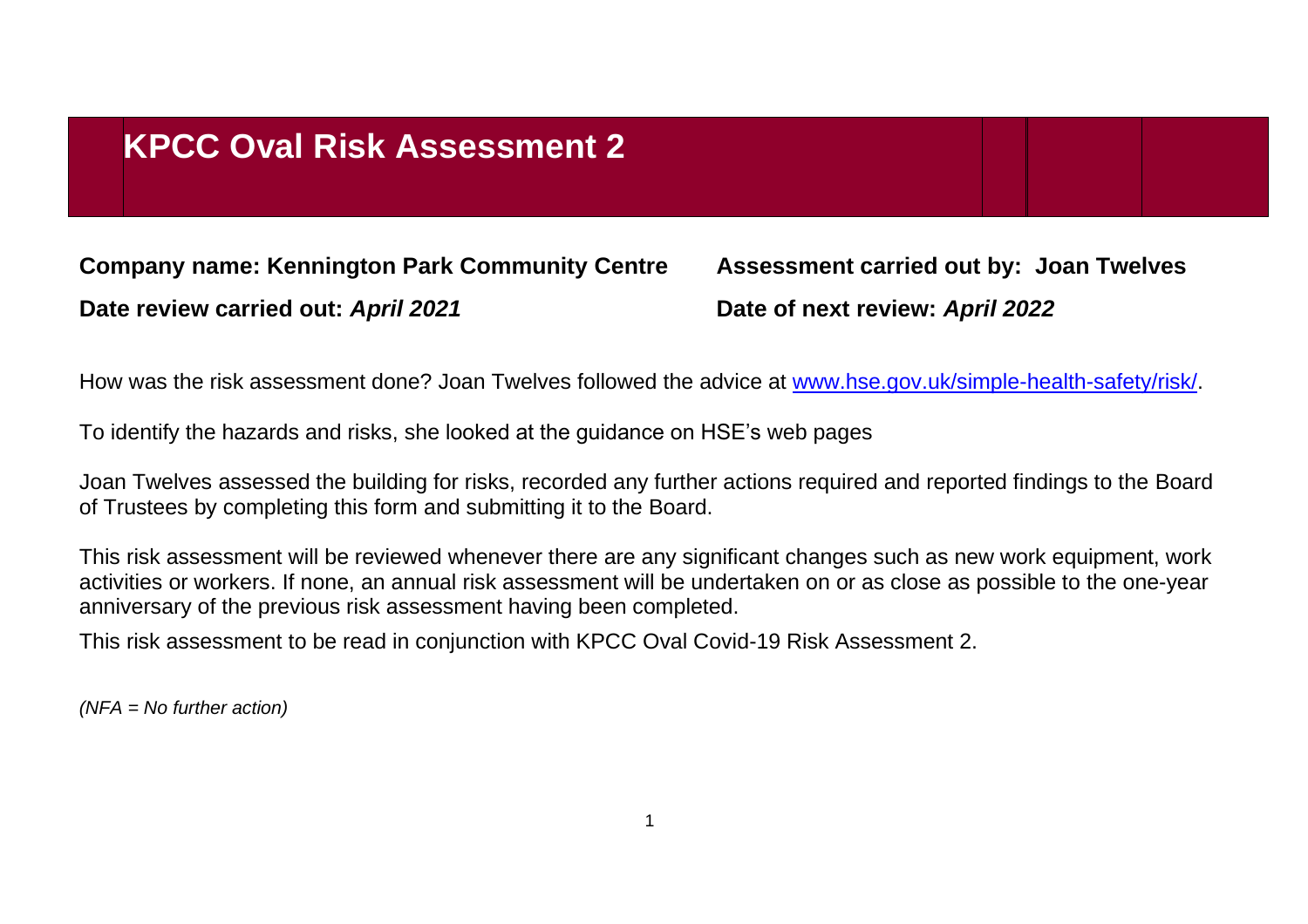# KPCC Oval Risk Assessment 2

**Company name: Kennington Park Community Centre**

**Assessment carried out by: Joan Twelves**

**Date review carried out:** ***April 2021***

**Date of next review:** ***April 2022***

How was the risk assessment done? Joan Twelves followed the advice at www.hse.gov.uk/simple-health-safety/risk/.

To identify the hazards and risks, she looked at the guidance on HSE's web pages

Joan Twelves assessed the building for risks, recorded any further actions required and reported findings to the Board of Trustees by completing this form and submitting it to the Board.

This risk assessment will be reviewed whenever there are any significant changes such as new work equipment, work activities or workers. If none, an annual risk assessment will be undertaken on or as close as possible to the one-year anniversary of the previous risk assessment having been completed.

This risk assessment to be read in conjunction with KPCC Oval Covid-19 Risk Assessment 2.

*(NFA = No further action)*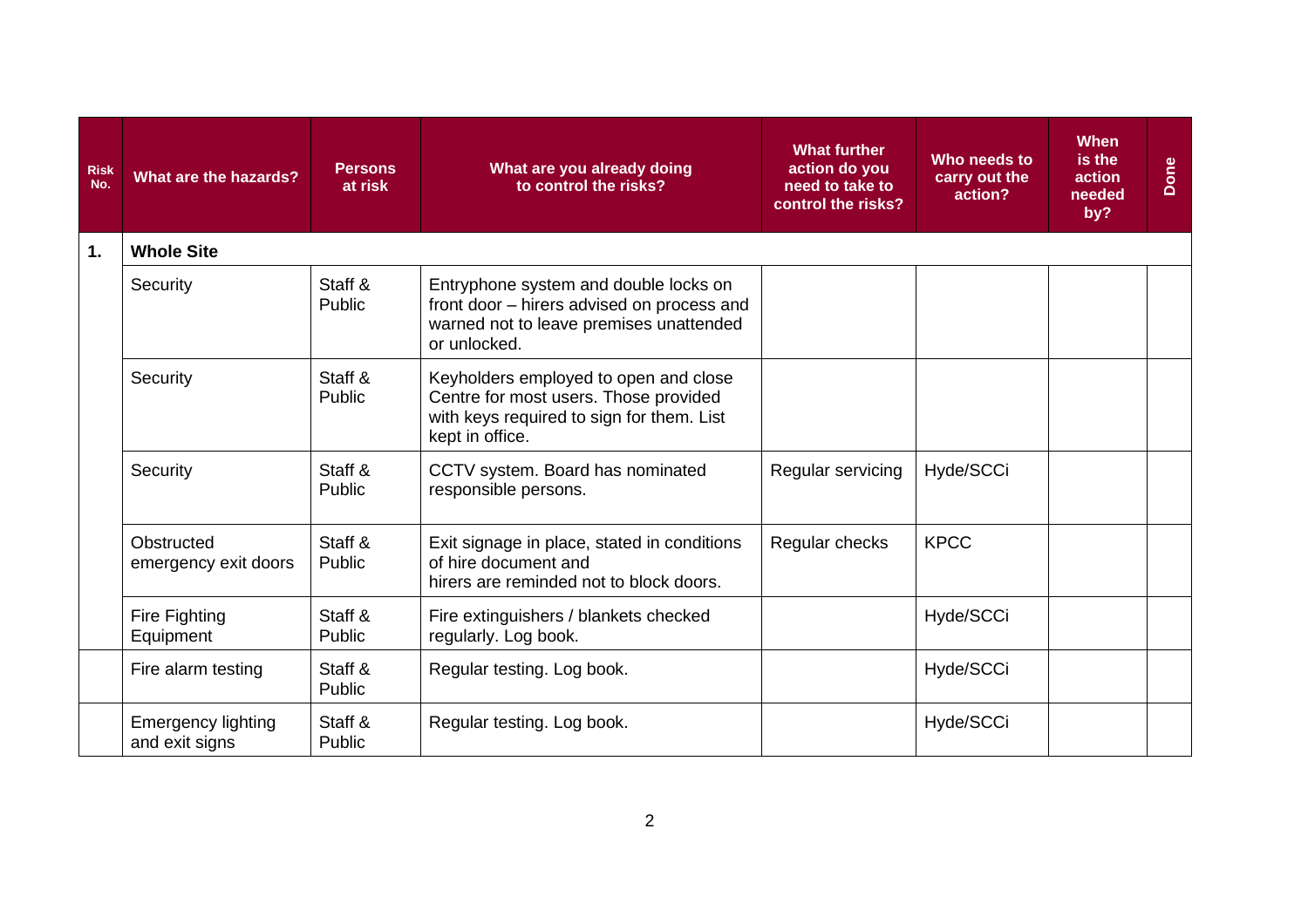| Risk No. | What are the hazards? | Persons at risk | What are you already doing to control the risks? | What further action do you need to take to control the risks? | Who needs to carry out the action? | When is the action needed by? | Done |
|---|---|---|---|---|---|---|---|
| **1.** | **Whole Site** | | | | | | |
| | Security | Staff & Public | Entryphone system and double locks on front door – hirers advised on process and warned not to leave premises unattended or unlocked. | | | | |
| | Security | Staff & Public | Keyholders employed to open and close Centre for most users. Those provided with keys required to sign for them. List kept in office. | | | | |
| | Security | Staff & Public | CCTV system. Board has nominated responsible persons. | Regular servicing | Hyde/SCCi | | |
| | Obstructed emergency exit doors | Staff & Public | Exit signage in place, stated in conditions of hire document and hirers are reminded not to block doors. | Regular checks | KPCC | | |
| | Fire Fighting Equipment | Staff & Public | Fire extinguishers / blankets checked regularly. Log book. | | Hyde/SCCi | | |
| | Fire alarm testing | Staff & Public | Regular testing. Log book. | | Hyde/SCCi | | |
| | Emergency lighting and exit signs | Staff & Public | Regular testing. Log book. | | Hyde/SCCi | | |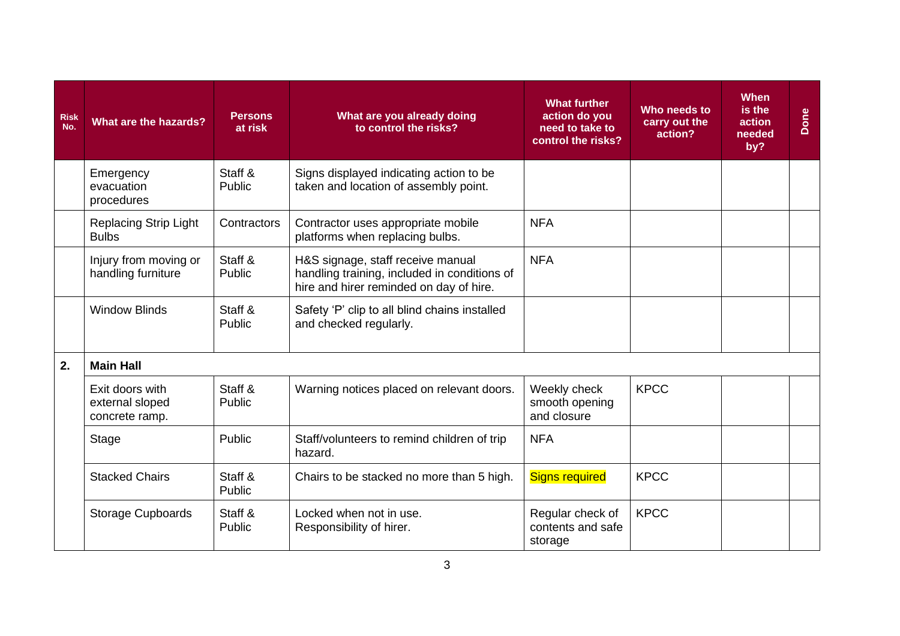| Risk No. | What are the hazards? | Persons at risk | What are you already doing to control the risks? | What further action do you need to take to control the risks? | Who needs to carry out the action? | When is the action needed by? | Done |
|---|---|---|---|---|---|---|---|
| | Emergency evacuation procedures | Staff & Public | Signs displayed indicating action to be taken and location of assembly point. | | | | |
| | Replacing Strip Light Bulbs | Contractors | Contractor uses appropriate mobile platforms when replacing bulbs. | NFA | | | |
| | Injury from moving or handling furniture | Staff & Public | H&S signage, staff receive manual handling training, included in conditions of hire and hirer reminded on day of hire. | NFA | | | |
| | Window Blinds | Staff & Public | Safety 'P' clip to all blind chains installed and checked regularly. | | | | |
| **2.** | **Main Hall** | | | | | | |
| | Exit doors with external sloped concrete ramp. | Staff & Public | Warning notices placed on relevant doors. | Weekly check smooth opening and closure | KPCC | | |
| | Stage | Public | Staff/volunteers to remind children of trip hazard. | NFA | | | |
| | Stacked Chairs | Staff & Public | Chairs to be stacked no more than 5 high. | Signs required | KPCC | | |
| | Storage Cupboards | Staff & Public | Locked when not in use. Responsibility of hirer. | Regular check of contents and safe storage | KPCC | | |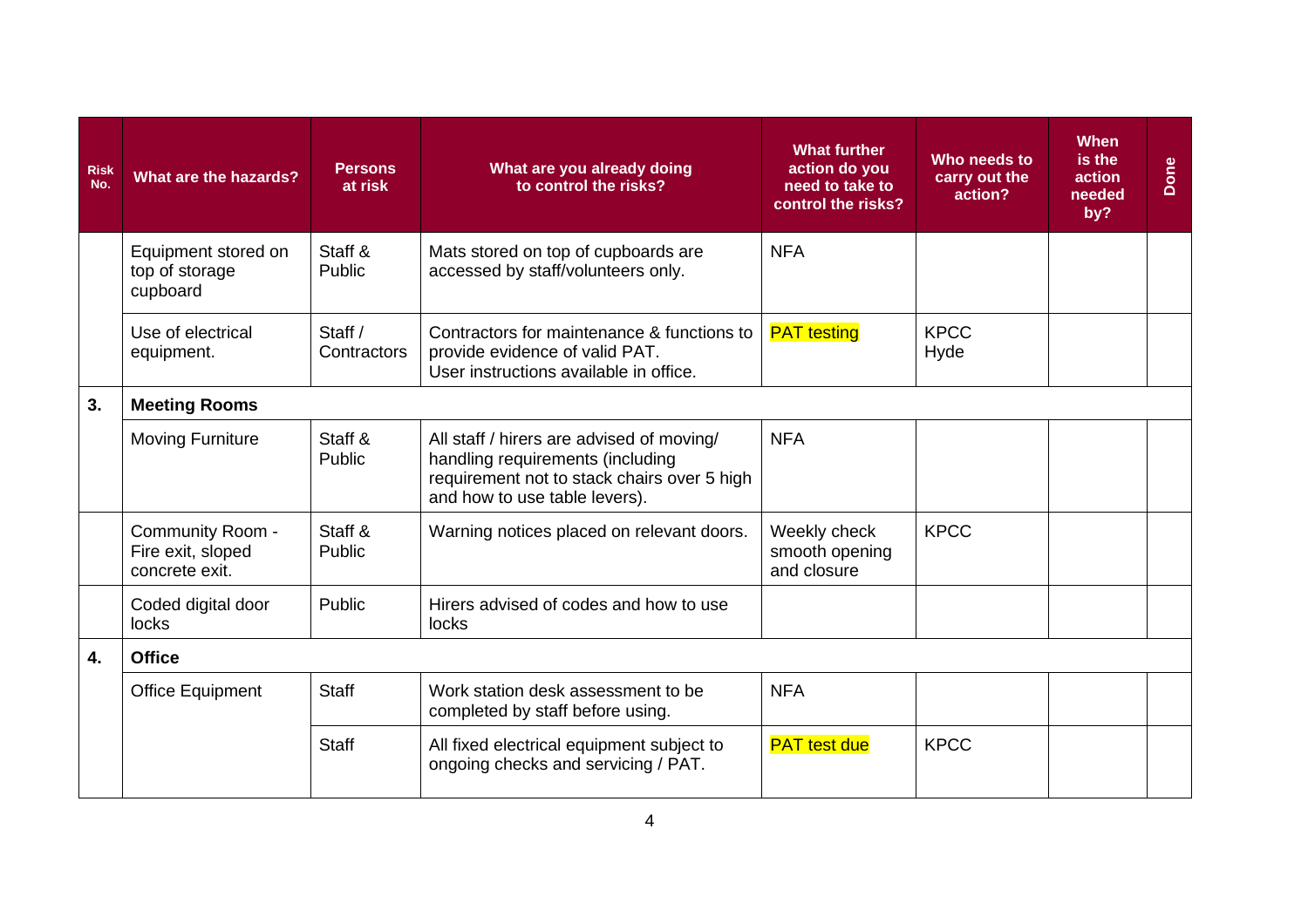| Risk No. | What are the hazards? | Persons at risk | What are you already doing to control the risks? | What further action do you need to take to control the risks? | Who needs to carry out the action? | When is the action needed by? | Done |
|---|---|---|---|---|---|---|---|
| | Equipment stored on top of storage cupboard | Staff & Public | Mats stored on top of cupboards are accessed by staff/volunteers only. | NFA | | | |
| | Use of electrical equipment. | Staff / Contractors | Contractors for maintenance & functions to provide evidence of valid PAT. User instructions available in office. | PAT testing | KPCC Hyde | | |
| **3.** | **Meeting Rooms** | | | | | | |
| | Moving Furniture | Staff & Public | All staff / hirers are advised of moving/ handling requirements (including requirement not to stack chairs over 5 high and how to use table levers). | NFA | | | |
| | Community Room - Fire exit, sloped concrete exit. | Staff & Public | Warning notices placed on relevant doors. | Weekly check smooth opening and closure | KPCC | | |
| | Coded digital door locks | Public | Hirers advised of codes and how to use locks | | | | |
| **4.** | **Office** | | | | | | |
| | Office Equipment | Staff | Work station desk assessment to be completed by staff before using. | NFA | | | |
| | | Staff | All fixed electrical equipment subject to ongoing checks and servicing / PAT. | PAT test due | KPCC | | |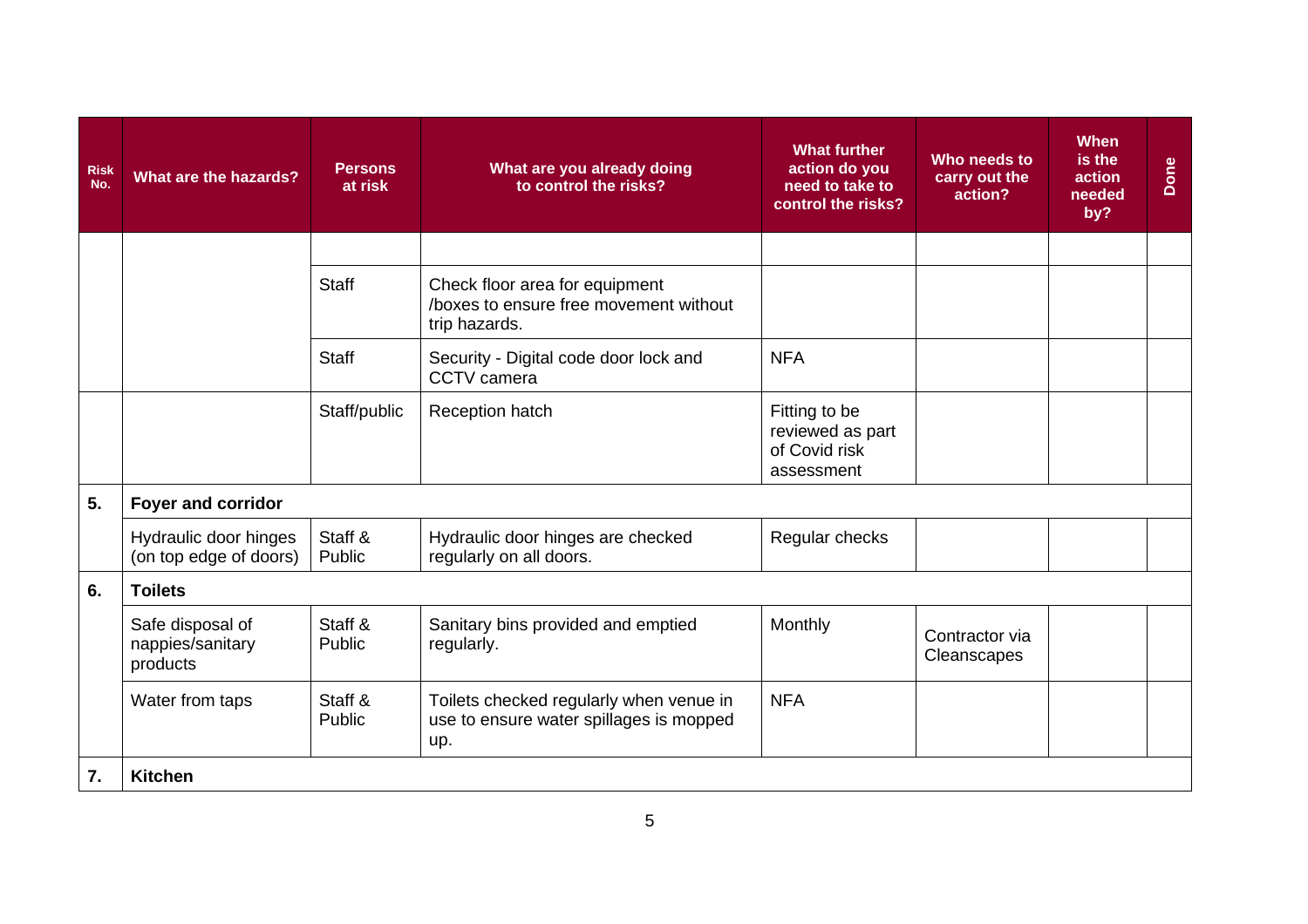| Risk No. | What are the hazards? | Persons at risk | What are you already doing to control the risks? | What further action do you need to take to control the risks? | Who needs to carry out the action? | When is the action needed by? | Done |
|---|---|---|---|---|---|---|---|
| | | | | | | | |
| | | Staff | Check floor area for equipment /boxes to ensure free movement without trip hazards. | | | | |
| | | Staff | Security - Digital code door lock and CCTV camera | NFA | | | |
| | | Staff/public | Reception hatch | Fitting to be reviewed as part of Covid risk assessment | | | |
| **5.** | **Foyer and corridor** | | | | | | |
| | Hydraulic door hinges (on top edge of doors) | Staff & Public | Hydraulic door hinges are checked regularly on all doors. | Regular checks | | | |
| **6.** | **Toilets** | | | | | | |
| | Safe disposal of nappies/sanitary products | Staff & Public | Sanitary bins provided and emptied regularly. | Monthly | Contractor via Cleanscapes | | |
| | Water from taps | Staff & Public | Toilets checked regularly when venue in use to ensure water spillages is mopped up. | NFA | | | |
| **7.** | **Kitchen** | | | | | | |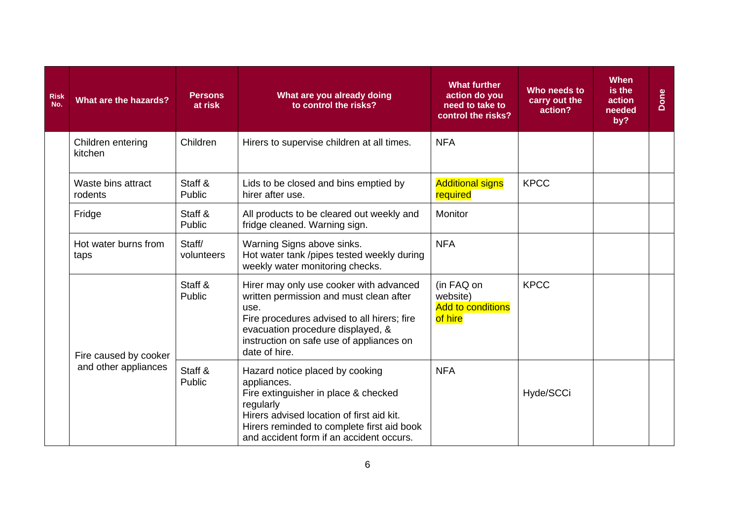| Risk No. | What are the hazards? | Persons at risk | What are you already doing to control the risks? | What further action do you need to take to control the risks? | Who needs to carry out the action? | When is the action needed by? | Done |
|---|---|---|---|---|---|---|---|
| | Children entering kitchen | Children | Hirers to supervise children at all times. | NFA | | | |
| | Waste bins attract rodents | Staff & Public | Lids to be closed and bins emptied by hirer after use. | Additional signs required | KPCC | | |
| | Fridge | Staff & Public | All products to be cleared out weekly and fridge cleaned. Warning sign. | Monitor | | | |
| | Hot water burns from taps | Staff/ volunteers | Warning Signs above sinks. Hot water tank /pipes tested weekly during weekly water monitoring checks. | NFA | | | |
| | Fire caused by cooker and other appliances | Staff & Public | Hirer may only use cooker with advanced written permission and must clean after use. Fire procedures advised to all hirers; fire evacuation procedure displayed, & instruction on safe use of appliances on date of hire. | (in FAQ on website) Add to conditions of hire | KPCC | | |
| | | Staff & Public | Hazard notice placed by cooking appliances. Fire extinguisher in place & checked regularly Hirers advised location of first aid kit. Hirers reminded to complete first aid book and accident form if an accident occurs. | NFA | Hyde/SCCi | | |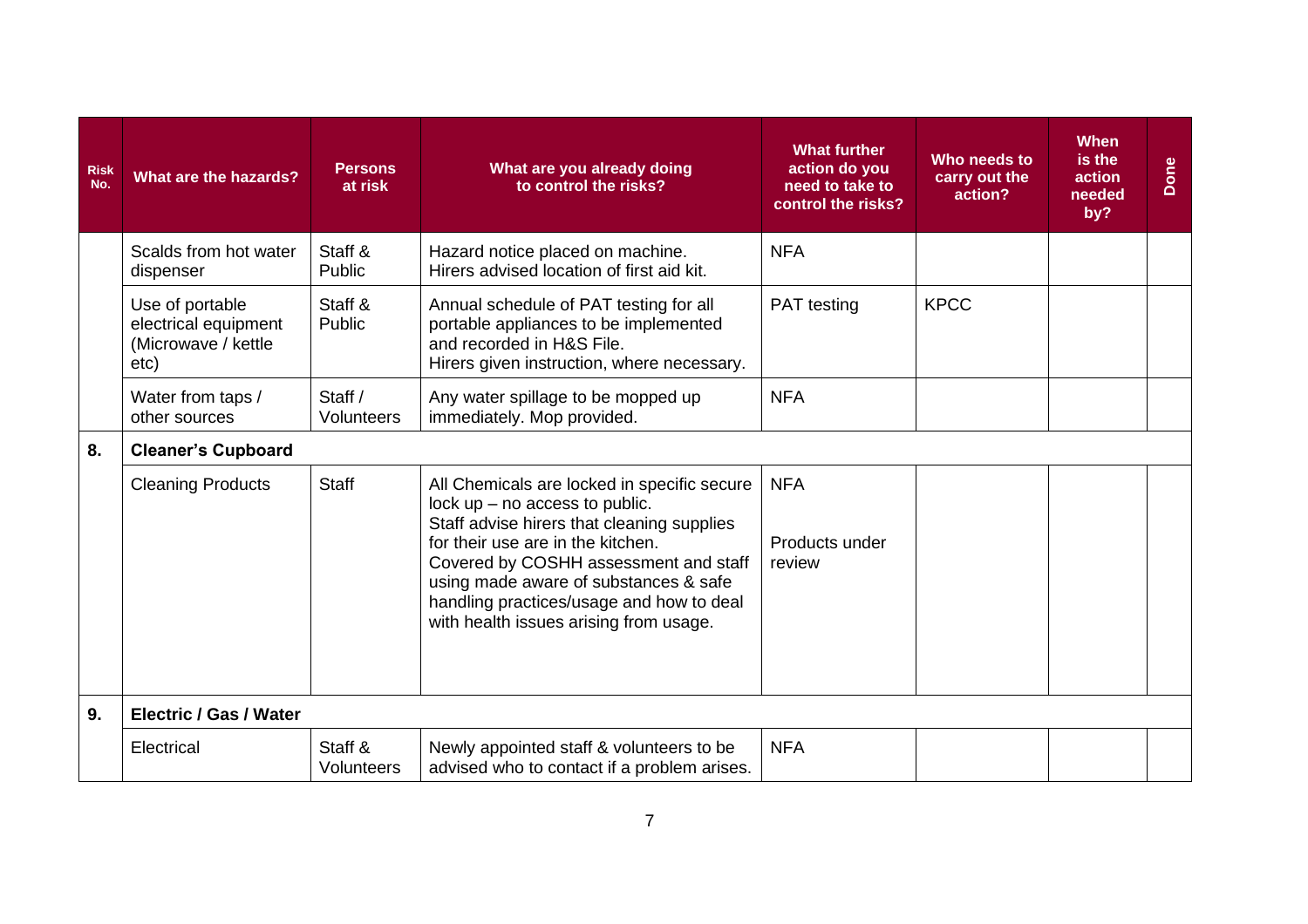| Risk No. | What are the hazards? | Persons at risk | What are you already doing to control the risks? | What further action do you need to take to control the risks? | Who needs to carry out the action? | When is the action needed by? | Done |
|---|---|---|---|---|---|---|---|
| | Scalds from hot water dispenser | Staff & Public | Hazard notice placed on machine.<br>Hirers advised location of first aid kit. | NFA | | | |
| | Use of portable electrical equipment (Microwave / kettle etc) | Staff & Public | Annual schedule of PAT testing for all portable appliances to be implemented and recorded in H&S File.<br>Hirers given instruction, where necessary. | PAT testing | KPCC | | |
| | Water from taps / other sources | Staff / Volunteers | Any water spillage to be mopped up immediately. Mop provided. | NFA | | | |
| **8.** | **Cleaner's Cupboard** | | | | | | |
| | Cleaning Products | Staff | All Chemicals are locked in specific secure lock up – no access to public.<br>Staff advise hirers that cleaning supplies for their use are in the kitchen.<br>Covered by COSHH assessment and staff using made aware of substances & safe handling practices/usage and how to deal with health issues arising from usage. | NFA<br><br>Products under review | | | |
| **9.** | **Electric / Gas / Water** | | | | | | |
| | Electrical | Staff & Volunteers | Newly appointed staff & volunteers to be advised who to contact if a problem arises. | NFA | | | |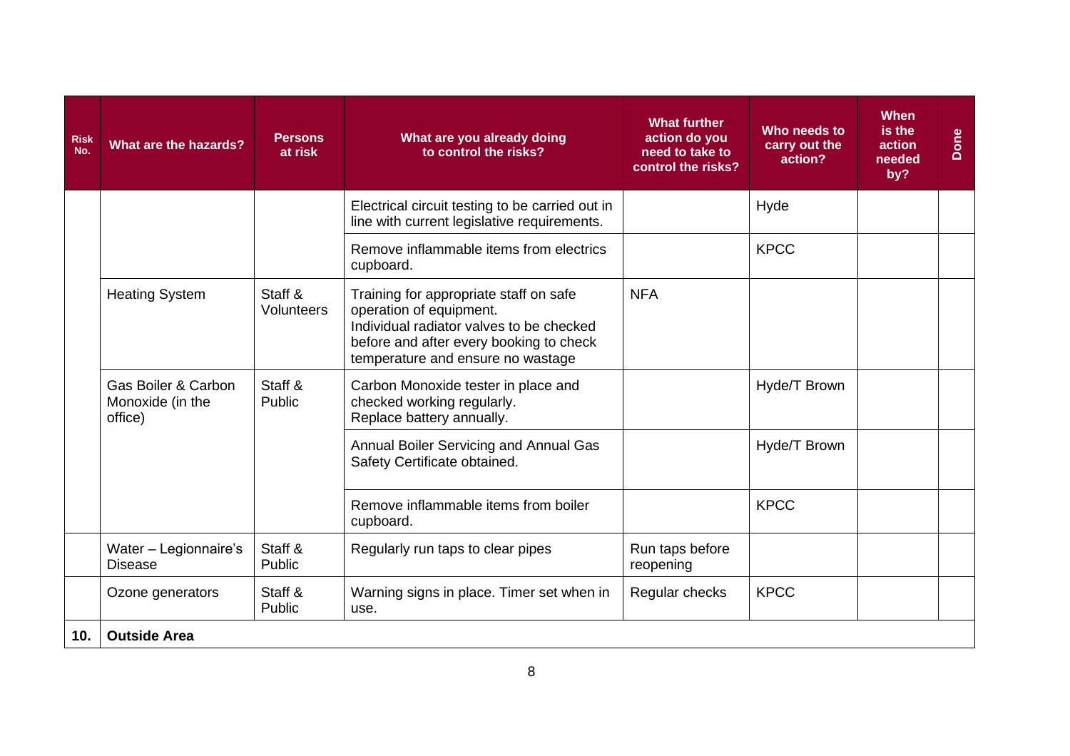| Risk No. | What are the hazards? | Persons at risk | What are you already doing to control the risks? | What further action do you need to take to control the risks? | Who needs to carry out the action? | When is the action needed by? | Done |
|---|---|---|---|---|---|---|---|
| | | | Electrical circuit testing to be carried out in line with current legislative requirements. | | Hyde | | |
| | | | Remove inflammable items from electrics cupboard. | | KPCC | | |
| | Heating System | Staff & Volunteers | Training for appropriate staff on safe operation of equipment. Individual radiator valves to be checked before and after every booking to check temperature and ensure no wastage | NFA | | | |
| | Gas Boiler & Carbon Monoxide (in the office) | Staff & Public | Carbon Monoxide tester in place and checked working regularly. Replace battery annually. | | Hyde/T Brown | | |
| | | | Annual Boiler Servicing and Annual Gas Safety Certificate obtained. | | Hyde/T Brown | | |
| | | | Remove inflammable items from boiler cupboard. | | KPCC | | |
| | Water – Legionnaire's Disease | Staff & Public | Regularly run taps to clear pipes | Run taps before reopening | | | |
| | Ozone generators | Staff & Public | Warning signs in place. Timer set when in use. | Regular checks | KPCC | | |
| **10.** | **Outside Area** | | | | | | |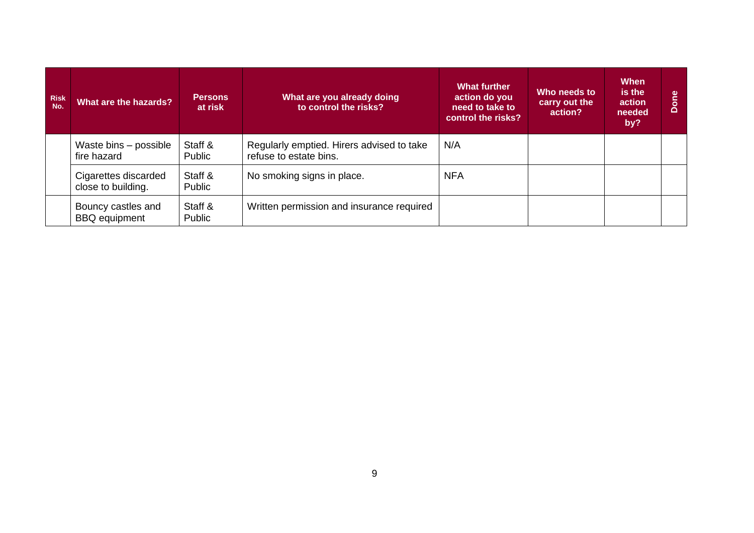| Risk No. | What are the hazards? | Persons at risk | What are you already doing to control the risks? | What further action do you need to take to control the risks? | Who needs to carry out the action? | When is the action needed by? | Done |
|---|---|---|---|---|---|---|---|
| | Waste bins – possible fire hazard | Staff & Public | Regularly emptied. Hirers advised to take refuse to estate bins. | N/A | | | |
| | Cigarettes discarded close to building. | Staff & Public | No smoking signs in place. | NFA | | | |
| | Bouncy castles and BBQ equipment | Staff & Public | Written permission and insurance required | | | | |